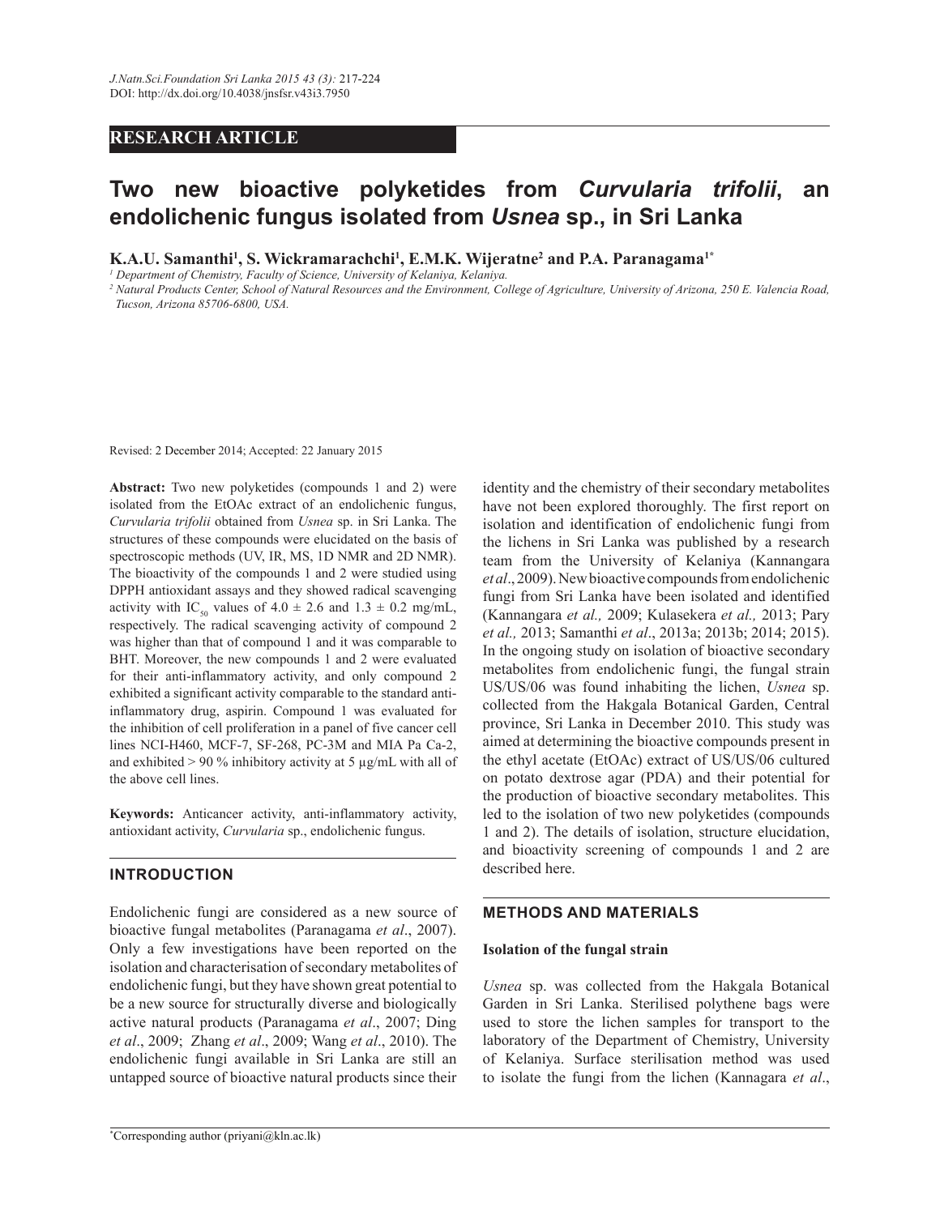RESEARCH ARTICLE

# Two new bioactive polyketides from *Curvularia trifolii*, an endolichenic fungus isolated from *Usnea* sp., in Sri Lanka

**K.A.U. Samanthi[1], S. Wickramarachchi[1], E.M.K. Wijeratne[2] and P.A. Paranagama[1*]**

[1] *Department of Chemistry, Faculty of Science, University of Kelaniya, Kelaniya.*

[2] *Natural Products Center, School of Natural Resources and the Environment, College of Agriculture, University of Arizona, 250 E. Valencia Road, Tucson, Arizona 85706-6800, USA.*

Revised: 2 December 2014; Accepted: 22 January 2015

**Abstract:** Two new polyketides (compounds 1 and 2) were isolated from the EtOAc extract of an endolichenic fungus, *Curvularia trifolii* obtained from *Usnea* sp. in Sri Lanka. The structures of these compounds were elucidated on the basis of spectroscopic methods (UV, IR, MS, 1D NMR and 2D NMR). The bioactivity of the compounds 1 and 2 were studied using DPPH antioxidant assays and they showed radical scavenging activity with $IC_{50}$ values of 4.0 ± 2.6 and 1.3 ± 0.2 mg/mL, respectively. The radical scavenging activity of compound 2 was higher than that of compound 1 and it was comparable to BHT. Moreover, the new compounds 1 and 2 were evaluated for their anti-inflammatory activity, and only compound 2 exhibited a significant activity comparable to the standard anti-inflammatory drug, aspirin. Compound 1 was evaluated for the inhibition of cell proliferation in a panel of five cancer cell lines NCI-H460, MCF-7, SF-268, PC-3M and MIA Pa Ca-2, and exhibited > 90 % inhibitory activity at 5 µg/mL with all of the above cell lines.

**Keywords:** Anticancer activity, anti-inflammatory activity, antioxidant activity, *Curvularia* sp., endolichenic fungus.

## INTRODUCTION

Endolichenic fungi are considered as a new source of bioactive fungal metabolites (Paranagama *et al*., 2007). Only a few investigations have been reported on the isolation and characterisation of secondary metabolites of endolichenic fungi, but they have shown great potential to be a new source for structurally diverse and biologically active natural products (Paranagama *et al*., 2007; Ding *et al*., 2009; Zhang *et al*., 2009; Wang *et al*., 2010). The endolichenic fungi available in Sri Lanka are still an untapped source of bioactive natural products since their identity and the chemistry of their secondary metabolites have not been explored thoroughly. The first report on isolation and identification of endolichenic fungi from the lichens in Sri Lanka was published by a research team from the University of Kelaniya (Kannangara *et al*., 2009). New bioactive compounds from endolichenic fungi from Sri Lanka have been isolated and identified (Kannangara *et al.,* 2009; Kulasekera *et al.,* 2013; Pary *et al.,* 2013; Samanthi *et al*., 2013a; 2013b; 2014; 2015). In the ongoing study on isolation of bioactive secondary metabolites from endolichenic fungi, the fungal strain US/US/06 was found inhabiting the lichen, *Usnea* sp. collected from the Hakgala Botanical Garden, Central province, Sri Lanka in December 2010. This study was aimed at determining the bioactive compounds present in the ethyl acetate (EtOAc) extract of US/US/06 cultured on potato dextrose agar (PDA) and their potential for the production of bioactive secondary metabolites. This led to the isolation of two new polyketides (compounds 1 and 2). The details of isolation, structure elucidation, and bioactivity screening of compounds 1 and 2 are described here.

## METHODS AND MATERIALS

### Isolation of the fungal strain

*Usnea* sp. was collected from the Hakgala Botanical Garden in Sri Lanka. Sterilised polythene bags were used to store the lichen samples for transport to the laboratory of the Department of Chemistry, University of Kelaniya. Surface sterilisation method was used to isolate the fungi from the lichen (Kannagara *et al*.,

*Corresponding author (priyani@kln.ac.lk)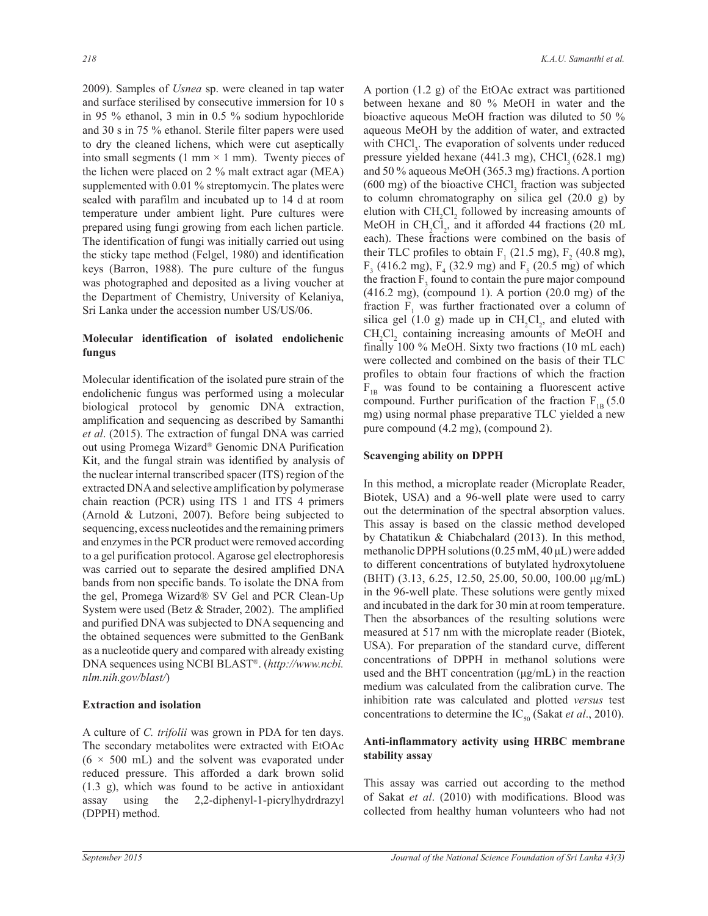2009). Samples of *Usnea* sp. were cleaned in tap water and surface sterilised by consecutive immersion for 10 s in 95 % ethanol, 3 min in 0.5 % sodium hypochloride and 30 s in 75 % ethanol. Sterile filter papers were used to dry the cleaned lichens, which were cut aseptically into small segments (1 mm × 1 mm). Twenty pieces of the lichen were placed on 2 % malt extract agar (MEA) supplemented with 0.01 % streptomycin. The plates were sealed with parafilm and incubated up to 14 d at room temperature under ambient light. Pure cultures were prepared using fungi growing from each lichen particle. The identification of fungi was initially carried out using the sticky tape method (Felgel, 1980) and identification keys (Barron, 1988). The pure culture of the fungus was photographed and deposited as a living voucher at the Department of Chemistry, University of Kelaniya, Sri Lanka under the accession number US/US/06.

### Molecular identification of isolated endolichenic fungus

Molecular identification of the isolated pure strain of the endolichenic fungus was performed using a molecular biological protocol by genomic DNA extraction, amplification and sequencing as described by Samanthi *et al*. (2015). The extraction of fungal DNA was carried out using Promega Wizard® Genomic DNA Purification Kit, and the fungal strain was identified by analysis of the nuclear internal transcribed spacer (ITS) region of the extracted DNA and selective amplification by polymerase chain reaction (PCR) using ITS 1 and ITS 4 primers (Arnold & Lutzoni, 2007). Before being subjected to sequencing, excess nucleotides and the remaining primers and enzymes in the PCR product were removed according to a gel purification protocol. Agarose gel electrophoresis was carried out to separate the desired amplified DNA bands from non specific bands. To isolate the DNA from the gel, Promega Wizard® SV Gel and PCR Clean-Up System were used (Betz & Strader, 2002). The amplified and purified DNA was subjected to DNA sequencing and the obtained sequences were submitted to the GenBank as a nucleotide query and compared with already existing DNA sequences using NCBI BLAST®. (*http://www.ncbi.nlm.nih.gov/blast/*)

### Extraction and isolation

A culture of *C. trifolii* was grown in PDA for ten days. The secondary metabolites were extracted with EtOAc (6 × 500 mL) and the solvent was evaporated under reduced pressure. This afforded a dark brown solid (1.3 g), which was found to be active in antioxidant assay using the 2,2-diphenyl-1-picrylhydrdrazyl (DPPH) method.

A portion (1.2 g) of the EtOAc extract was partitioned between hexane and 80 % MeOH in water and the bioactive aqueous MeOH fraction was diluted to 50 % aqueous MeOH by the addition of water, and extracted with $CHCl_3$. The evaporation of solvents under reduced pressure yielded hexane (441.3 mg), $CHCl_3$ (628.1 mg) and 50 % aqueous MeOH (365.3 mg) fractions. A portion (600 mg) of the bioactive $CHCl_3$ fraction was subjected to column chromatography on silica gel (20.0 g) by elution with $CH_2Cl_2$ followed by increasing amounts of MeOH in $CH_2Cl_2$, and it afforded 44 fractions (20 mL each). These fractions were combined on the basis of their TLC profiles to obtain $F_1$ (21.5 mg), $F_2$ (40.8 mg), $F_3$ (416.2 mg), $F_4$ (32.9 mg) and $F_5$ (20.5 mg) of which the fraction $F_3$ found to contain the pure major compound (416.2 mg), (compound 1). A portion (20.0 mg) of the fraction $F_1$ was further fractionated over a column of silica gel (1.0 g) made up in $CH_2Cl_2$, and eluted with $CH_2Cl_2$ containing increasing amounts of MeOH and finally 100 % MeOH. Sixty two fractions (10 mL each) were collected and combined on the basis of their TLC profiles to obtain four fractions of which the fraction $F_{1B}$ was found to be containing a fluorescent active compound. Further purification of the fraction $F_{1B}$ (5.0 mg) using normal phase preparative TLC yielded a new pure compound (4.2 mg), (compound 2).

### Scavenging ability on DPPH

In this method, a microplate reader (Microplate Reader, Biotek, USA) and a 96-well plate were used to carry out the determination of the spectral absorption values. This assay is based on the classic method developed by Chatatikun & Chiabchalard (2013). In this method, methanolic DPPH solutions (0.25 mM, 40 μL) were added to different concentrations of butylated hydroxytoluene (BHT) (3.13, 6.25, 12.50, 25.00, 50.00, 100.00 μg/mL) in the 96-well plate. These solutions were gently mixed and incubated in the dark for 30 min at room temperature. Then the absorbances of the resulting solutions were measured at 517 nm with the microplate reader (Biotek, USA). For preparation of the standard curve, different concentrations of DPPH in methanol solutions were used and the BHT concentration (μg/mL) in the reaction medium was calculated from the calibration curve. The inhibition rate was calculated and plotted *versus* test concentrations to determine the $IC_{50}$ (Sakat *et al*., 2010).

### Anti-inflammatory activity using HRBC membrane stability assay

This assay was carried out according to the method of Sakat *et al*. (2010) with modifications. Blood was collected from healthy human volunteers who had not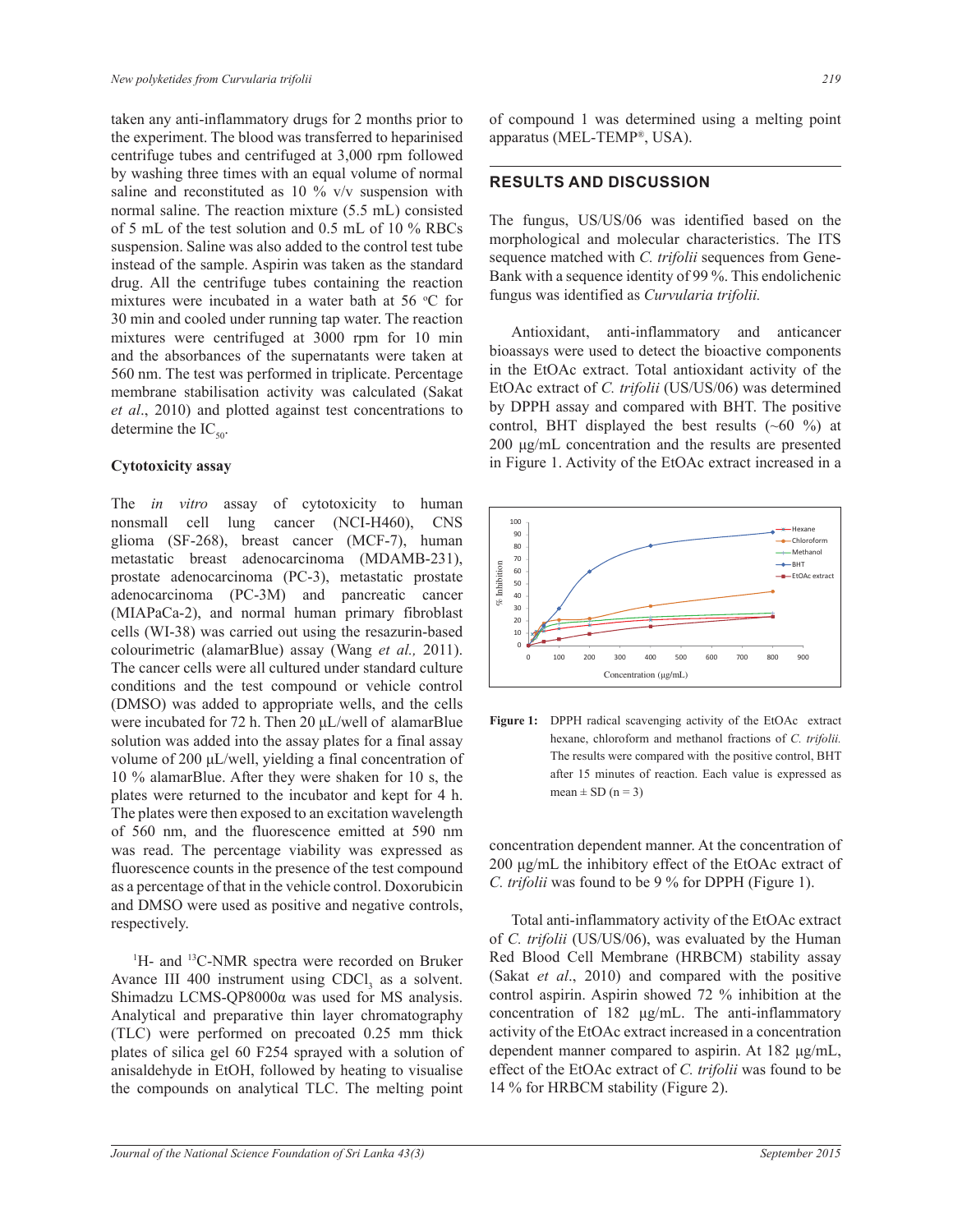taken any anti-inflammatory drugs for 2 months prior to the experiment. The blood was transferred to heparinised centrifuge tubes and centrifuged at 3,000 rpm followed by washing three times with an equal volume of normal saline and reconstituted as 10 % v/v suspension with normal saline. The reaction mixture (5.5 mL) consisted of 5 mL of the test solution and 0.5 mL of 10 % RBCs suspension. Saline was also added to the control test tube instead of the sample. Aspirin was taken as the standard drug. All the centrifuge tubes containing the reaction mixtures were incubated in a water bath at 56 °C for 30 min and cooled under running tap water. The reaction mixtures were centrifuged at 3000 rpm for 10 min and the absorbances of the supernatants were taken at 560 nm. The test was performed in triplicate. Percentage membrane stabilisation activity was calculated (Sakat *et al*., 2010) and plotted against test concentrations to determine the $IC_{50}$.

### Cytotoxicity assay

The *in vitro* assay of cytotoxicity to human nonsmall cell lung cancer (NCI-H460), CNS glioma (SF-268), breast cancer (MCF-7), human metastatic breast adenocarcinoma (MDAMB-231), prostate adenocarcinoma (PC-3), metastatic prostate adenocarcinoma (PC-3M) and pancreatic cancer (MIAPaCa-2), and normal human primary fibroblast cells (WI-38) was carried out using the resazurin-based colourimetric (alamarBlue) assay (Wang *et al.,* 2011). The cancer cells were all cultured under standard culture conditions and the test compound or vehicle control (DMSO) was added to appropriate wells, and the cells were incubated for 72 h. Then 20 µL/well of alamarBlue solution was added into the assay plates for a final assay volume of 200 µL/well, yielding a final concentration of 10 % alamarBlue. After they were shaken for 10 s, the plates were returned to the incubator and kept for 4 h. The plates were then exposed to an excitation wavelength of 560 nm, and the fluorescence emitted at 590 nm was read. The percentage viability was expressed as fluorescence counts in the presence of the test compound as a percentage of that in the vehicle control. Doxorubicin and DMSO were used as positive and negative controls, respectively.

$^{1}H$- and $^{13}C$-NMR spectra were recorded on Bruker Avance III 400 instrument using $CDCl_3$ as a solvent. Shimadzu LCMS-QP8000α was used for MS analysis. Analytical and preparative thin layer chromatography (TLC) were performed on precoated 0.25 mm thick plates of silica gel 60 F254 sprayed with a solution of anisaldehyde in EtOH, followed by heating to visualise the compounds on analytical TLC. The melting point of compound 1 was determined using a melting point apparatus (MEL-TEMP®, USA).

## RESULTS AND DISCUSSION

The fungus, US/US/06 was identified based on the morphological and molecular characteristics. The ITS sequence matched with *C. trifolii* sequences from Gene-Bank with a sequence identity of 99 %. This endolichenic fungus was identified as *Curvularia trifolii.*

Antioxidant, anti-inflammatory and anticancer bioassays were used to detect the bioactive components in the EtOAc extract. Total antioxidant activity of the EtOAc extract of *C. trifolii* (US/US/06) was determined by DPPH assay and compared with BHT. The positive control, BHT displayed the best results (~60 %) at 200 µg/mL concentration and the results are presented in Figure 1. Activity of the EtOAc extract increased in a concentration dependent manner. At the concentration of 200 µg/mL the inhibitory effect of the EtOAc extract of *C. trifolii* was found to be 9 % for DPPH (Figure 1).

**Figure 1:** DPPH radical scavenging activity of the EtOAc extract hexane, chloroform and methanol fractions of *C. trifolii.* The results were compared with the positive control, BHT after 15 minutes of reaction. Each value is expressed as mean ± SD (n = 3)

Total anti-inflammatory activity of the EtOAc extract of *C. trifolii* (US/US/06), was evaluated by the Human Red Blood Cell Membrane (HRBCM) stability assay (Sakat *et al*., 2010) and compared with the positive control aspirin. Aspirin showed 72 % inhibition at the concentration of 182 µg/mL. The anti-inflammatory activity of the EtOAc extract increased in a concentration dependent manner compared to aspirin. At 182 µg/mL, effect of the EtOAc extract of *C. trifolii* was found to be 14 % for HRBCM stability (Figure 2).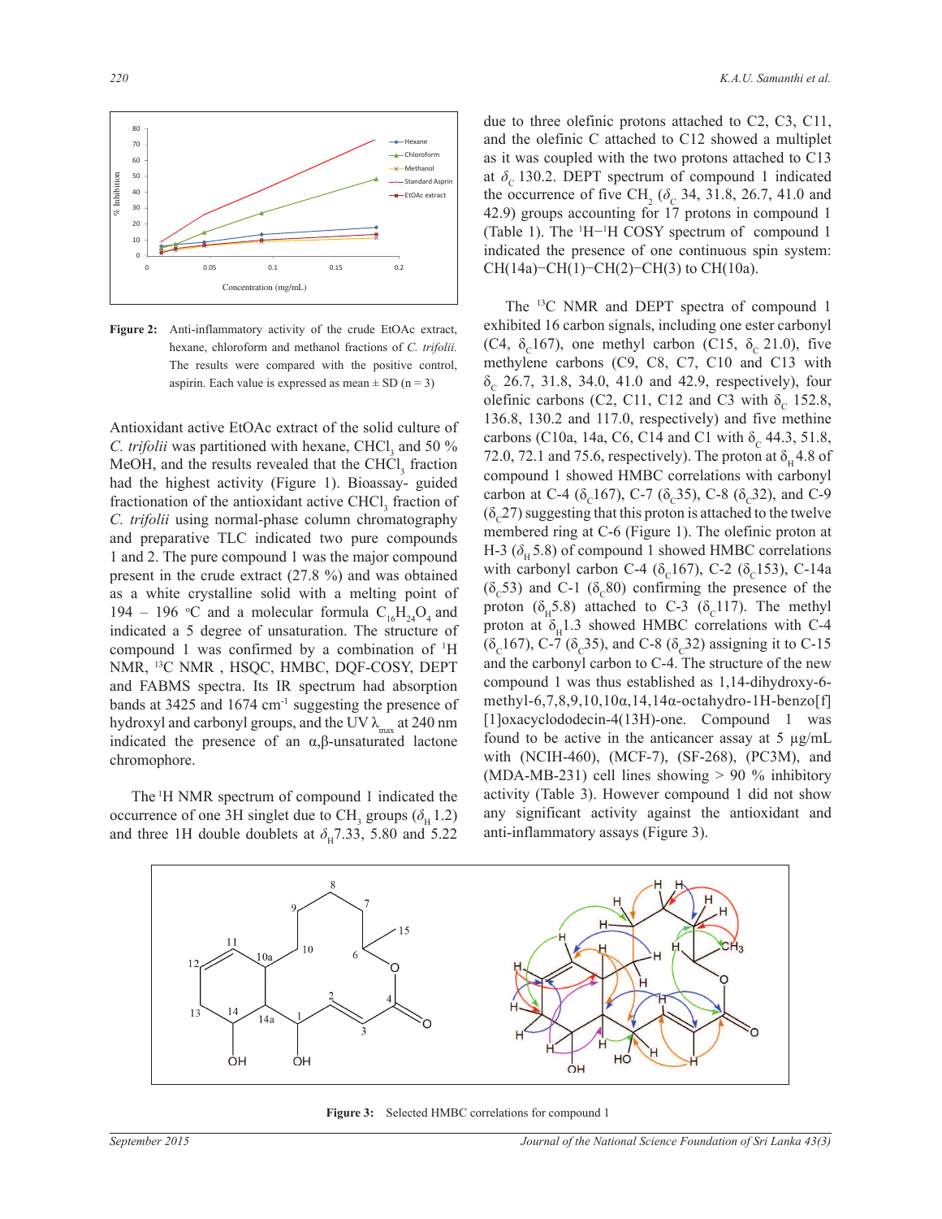Figure 2: Anti-inflammatory activity of the crude EtOAc extract, hexane, chloroform and methanol fractions of *C. trifolii*. The results were compared with the positive control, aspirin. Each value is expressed as mean ± SD (n = 3)

Antioxidant active EtOAc extract of the solid culture of *C. trifolii* was partitioned with hexane, $CHCl_3$ and 50 % MeOH, and the results revealed that the $CHCl_3$ fraction had the highest activity (Figure 1). Bioassay- guided fractionation of the antioxidant active $CHCl_3$ fraction of *C. trifolii* using normal-phase column chromatography and preparative TLC indicated two pure compounds 1 and 2. The pure compound 1 was the major compound present in the crude extract (27.8 %) and was obtained as a white crystalline solid with a melting point of 194 – 196 °C and a molecular formula $C_{16}H_{24}O_4$ and indicated a 5 degree of unsaturation. The structure of compound 1 was confirmed by a combination of $^1$H NMR, $^{13}$C NMR , HSQC, HMBC, DQF-COSY, DEPT and FABMS spectra. Its IR spectrum had absorption bands at 3425 and 1674 cm$^{-1}$ suggesting the presence of hydroxyl and carbonyl groups, and the UV $\lambda_{max}$ at 240 nm indicated the presence of an α,β-unsaturated lactone chromophore.

The $^1$H NMR spectrum of compound 1 indicated the occurrence of one 3H singlet due to $CH_3$ groups ($\delta_H$ 1.2) and three 1H double doublets at $\delta_H$ 7.33, 5.80 and 5.22 due to three olefinic protons attached to C2, C3, C11, and the olefinic C attached to C12 showed a multiplet as it was coupled with the two protons attached to C13 at $\delta_C$ 130.2. DEPT spectrum of compound 1 indicated the occurrence of five $CH_2$ ($\delta_C$ 34, 31.8, 26.7, 41.0 and 42.9) groups accounting for 17 protons in compound 1 (Table 1). The $^1$H−$^1$H COSY spectrum of compound 1 indicated the presence of one continuous spin system: CH(14a)−CH(1)−CH(2)−CH(3) to CH(10a).

The $^{13}$C NMR and DEPT spectra of compound 1 exhibited 16 carbon signals, including one ester carbonyl (C4, $\delta_C$167), one methyl carbon (C15, $\delta_C$ 21.0), five methylene carbons (C9, C8, C7, C10 and C13 with $\delta_C$ 26.7, 31.8, 34.0, 41.0 and 42.9, respectively), four olefinic carbons (C2, C11, C12 and C3 with $\delta_C$ 152.8, 136.8, 130.2 and 117.0, respectively) and five methine carbons (C10a, 14a, C6, C14 and C1 with $\delta_C$ 44.3, 51.8, 72.0, 72.1 and 75.6, respectively). The proton at $\delta_H$4.8 of compound 1 showed HMBC correlations with carbonyl carbon at C-4 ($\delta_C$167), C-7 ($\delta_C$35), C-8 ($\delta_C$32), and C-9 ($\delta_C$27) suggesting that this proton is attached to the twelve membered ring at C-6 (Figure 1). The olefinic proton at H-3 ($\delta_H$ 5.8) of compound 1 showed HMBC correlations with carbonyl carbon C-4 ($\delta_C$167), C-2 ($\delta_C$153), C-14a ($\delta_C$53) and C-1 ($\delta_C$80) confirming the presence of the proton ($\delta_H$5.8) attached to C-3 ($\delta_C$117). The methyl proton at $\delta_H$1.3 showed HMBC correlations with C-4 ($\delta_C$167), C-7 ($\delta_C$35), and C-8 ($\delta_C$32) assigning it to C-15 and the carbonyl carbon to C-4. The structure of the new compound 1 was thus established as 1,14-dihydroxy-6-methyl-6,7,8,9,10,10α,14,14α-octahydro-1H-benzo[f][1]oxacyclododecin-4(13H)-one. Compound 1 was found to be active in the anticancer assay at 5 µg/mL with (NCIH-460), (MCF-7), (SF-268), (PC3M), and (MDA-MB-231) cell lines showing > 90 % inhibitory activity (Table 3). However compound 1 did not show any significant activity against the antioxidant and anti-inflammatory assays (Figure 3).

Figure 3: Selected HMBC correlations for compound 1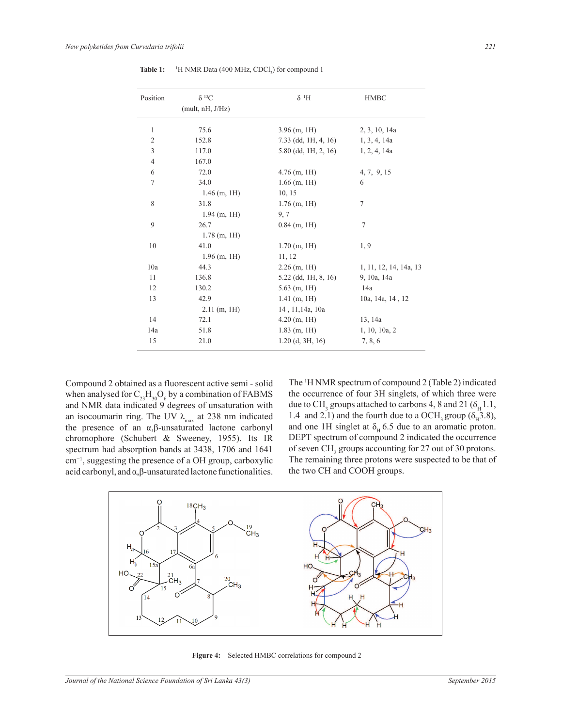**Table 1:** $^{1}H$ NMR Data (400 MHz, $CDCl_3$) for compound 1

| Position | δ $^{13}C$ (mult, nH, J/Hz) | δ $^{1}H$ | HMBC |
|---|---|---|---|
| 1 | 75.6 | 3.96 (m, 1H) | 2, 3, 10, 14a |
| 2 | 152.8 | 7.33 (dd, 1H, 4, 16) | 1, 3, 4, 14a |
| 3 | 117.0 | 5.80 (dd, 1H, 2, 16) | 1, 2, 4, 14a |
| 4 | 167.0 | | |
| 6 | 72.0 | 4.76 (m, 1H) | 4, 7, 9, 15 |
| 7 | 34.0 | 1.66 (m, 1H) | 6 |
| | 1.46 (m, 1H) | 10, 15 | |
| 8 | 31.8 | 1.76 (m, 1H) | 7 |
| | 1.94 (m, 1H) | 9, 7 | |
| 9 | 26.7 | 0.84 (m, 1H) | 7 |
| | 1.78 (m, 1H) | | |
| 10 | 41.0 | 1.70 (m, 1H) | 1, 9 |
| | 1.96 (m, 1H) | 11, 12 | |
| 10a | 44.3 | 2.26 (m, 1H) | 1, 11, 12, 14, 14a, 13 |
| 11 | 136.8 | 5.22 (dd, 1H, 8, 16) | 9, 10a, 14a |
| 12 | 130.2 | 5.63 (m, 1H) | 14a |
| 13 | 42.9 | 1.41 (m, 1H) | 10a, 14a, 14 , 12 |
| | 2.11 (m, 1H) | 14 , 11,14a, 10a | |
| 14 | 72.1 | 4.20 (m, 1H) | 13, 14a |
| 14a | 51.8 | 1.83 (m, 1H) | 1, 10, 10a, 2 |
| 15 | 21.0 | 1.20 (d, 3H, 16) | 7, 8, 6 |

Compound 2 obtained as a fluorescent active semi - solid when analysed for $C_{23}H_{30}O_6$ by a combination of FABMS and NMR data indicated 9 degrees of unsaturation with an isocoumarin ring. The UV $\lambda_{max}$ at 238 nm indicated the presence of an α,β-unsaturated lactone carbonyl chromophore (Schubert & Sweeney, 1955). Its IR spectrum had absorption bands at 3438, 1706 and 1641 $cm^{-1}$, suggesting the presence of a OH group, carboxylic acid carbonyl, and α,β-unsaturated lactone functionalities.

The $^{1}H$ NMR spectrum of compound 2 (Table 2) indicated the occurrence of four 3H singlets, of which three were due to $CH_3$ groups attached to carbons 4, 8 and 21 ($\delta_H$ 1.1, 1.4 and 2.1) and the fourth due to a $OCH_3$ group ($\delta_H$ 3.8), and one 1H singlet at $\delta_H$ 6.5 due to an aromatic proton. DEPT spectrum of compound 2 indicated the occurrence of seven $CH_2$ groups accounting for 27 out of 30 protons. The remaining three protons were suspected to be that of the two CH and COOH groups.

**Figure 4:** Selected HMBC correlations for compound 2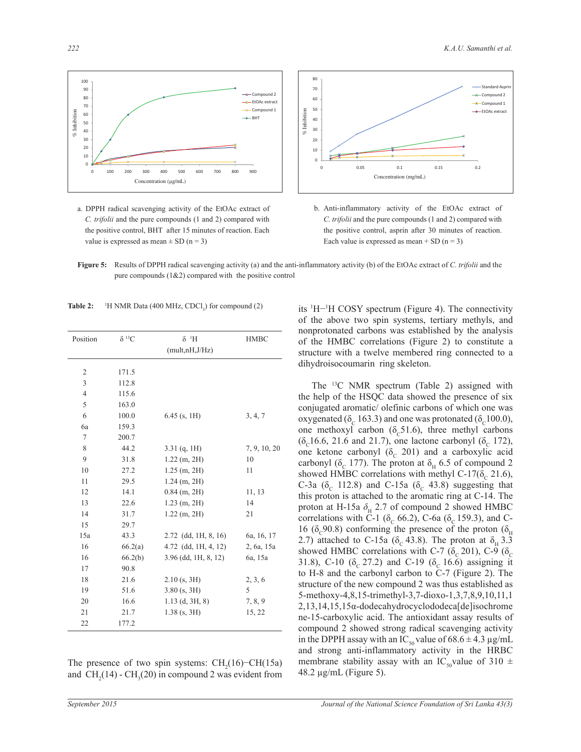a. DPPH radical scavenging activity of the EtOAc extract of *C. trifolii* and the pure compounds (1 and 2) compared with the positive control, BHT after 15 minutes of reaction. Each value is expressed as mean ± SD (n = 3)

b. Anti-inflammatory activity of the EtOAc extract of *C. trifolii* and the pure compounds (1 and 2) compared with the positive control, asprin after 30 minutes of reaction. Each value is expressed as mean + SD (n = 3)

**Figure 5:** Results of DPPH radical scavenging activity (a) and the anti-inflammatory activity (b) of the EtOAc extract of *C. trifolii* and the pure compounds (1&2) compared with the positive control

**Table 2:** $^{1}$H NMR Data (400 MHz, $CDCl_3$) for compound (2)

| Position | δ $^{13}$C | δ $^{1}$H (mult,nH,J/Hz) | HMBC |
|---|---|---|---|
| 2 | 171.5 | | |
| 3 | 112.8 | | |
| 4 | 115.6 | | |
| 5 | 163.0 | | |
| 6 | 100.0 | 6.45 (s, 1H) | 3, 4, 7 |
| 6a | 159.3 | | |
| 7 | 200.7 | | |
| 8 | 44.2 | 3.31 (q, 1H) | 7, 9, 10, 20 |
| 9 | 31.8 | 1.22 (m, 2H) | 10 |
| 10 | 27.2 | 1.25 (m, 2H) | 11 |
| 11 | 29.5 | 1.24 (m, 2H) | |
| 12 | 14.1 | 0.84 (m, 2H) | 11, 13 |
| 13 | 22.6 | 1.23 (m, 2H) | 14 |
| 14 | 31.7 | 1.22 (m, 2H) | 21 |
| 15 | 29.7 | | |
| 15a | 43.3 | 2.72 (dd, 1H, 8, 16) | 6a, 16, 17 |
| 16 | 66.2(a) | 4.72 (dd, 1H, 4, 12) | 2, 6a, 15a |
| 16 | 66.2(b) | 3.96 (dd, 1H, 8, 12) | 6a, 15a |
| 17 | 90.8 | | |
| 18 | 21.6 | 2.10 (s, 3H) | 2, 3, 6 |
| 19 | 51.6 | 3.80 (s, 3H) | 5 |
| 20 | 16.6 | 1.13 (d, 3H, 8) | 7, 8, 9 |
| 21 | 21.7 | 1.38 (s, 3H) | 15, 22 |
| 22 | 177.2 | | |

The presence of two spin systems: $CH_2$(16)−CH(15a) and $CH_2$(14) - $CH_3$(20) in compound 2 was evident from its $^{1}$H−$^{1}$H COSY spectrum (Figure 4). The connectivity of the above two spin systems, tertiary methyls, and nonprotonated carbons was established by the analysis of the HMBC correlations (Figure 2) to constitute a structure with a twelve membered ring connected to a dihydroisocoumarin ring skeleton.

The $^{13}$C NMR spectrum (Table 2) assigned with the help of the HSQC data showed the presence of six conjugated aromatic/ olefinic carbons of which one was oxygenated ($\delta_C$ 163.3) and one was protonated ($\delta_C$100.0), one methoxyl carbon ($\delta_C$51.6), three methyl carbons ($\delta_C$16.6, 21.6 and 21.7), one lactone carbonyl ($\delta_C$ 172), one ketone carbonyl ($\delta_C$ 201) and a carboxylic acid carbonyl ($\delta_C$ 177). The proton at $\delta_H$ 6.5 of compound 2 showed HMBC correlations with methyl C-17($\delta_C$ 21.6), C-3a ($\delta_C$ 112.8) and C-15a ($\delta_C$ 43.8) suggesting that this proton is attached to the aromatic ring at C-14. The proton at H-15a $\delta_H$ 2.7 of compound 2 showed HMBC correlations with C-1 ($\delta_C$ 66.2), C-6a ($\delta_C$ 159.3), and C-16 ($\delta_C$90.8) conforming the presence of the proton ($\delta_H$ 2.7) attached to C-15a ($\delta_C$ 43.8). The proton at $\delta_H$ 3.3 showed HMBC correlations with C-7 ($\delta_C$ 201), C-9 ($\delta_C$ 31.8), C-10 ($\delta_C$ 27.2) and C-19 ($\delta_C$ 16.6) assigning it to H-8 and the carbonyl carbon to C-7 (Figure 2). The structure of the new compound 2 was thus established as 5-methoxy-4,8,15-trimethyl-3,7-dioxo-1,3,7,8,9,10,11,12,13,14,15,15α-dodecahydrocyclododeca[de]isochromene-15-carboxylic acid. The antioxidant assay results of compound 2 showed strong radical scavenging activity in the DPPH assay with an $IC_{50}$ value of 68.6 ± 4.3 µg/mL and strong anti-inflammatory activity in the HRBC membrane stability assay with an $IC_{50}$value of 310 ± 48.2 µg/mL (Figure 5).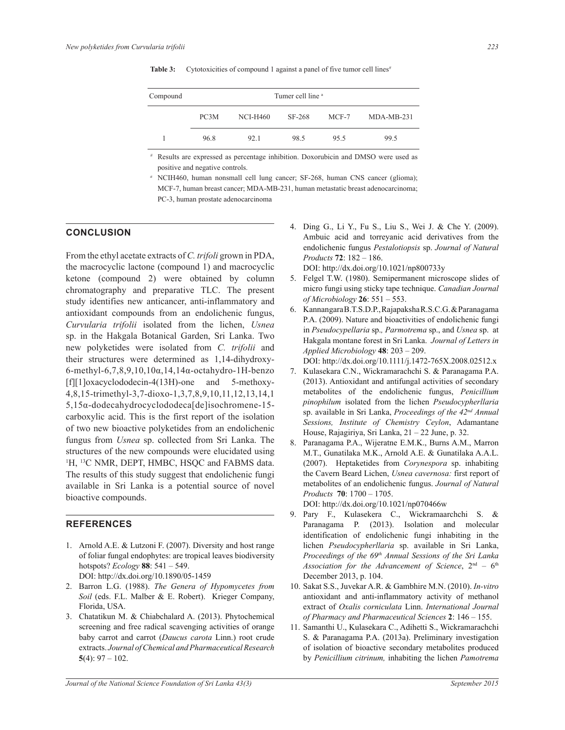**Table 3:** Cytotoxicities of compound 1 against a panel of five tumor cell lines[#]

| Compound | Tumer cell line [a] | | | | |
|---|---|---|---|---|---|
| | PC3M | NCI-H460 | SF-268 | MCF-7 | MDA-MB-231 |
| 1 | 96.8 | 92.1 | 98.5 | 95.5 | 99.5 |

[#] Results are expressed as percentage inhibition. Doxorubicin and DMSO were used as positive and negative controls.

[a] NCIH460, human nonsmall cell lung cancer; SF-268, human CNS cancer (glioma); MCF-7, human breast cancer; MDA-MB-231, human metastatic breast adenocarcinoma; PC-3, human prostate adenocarcinoma

## CONCLUSION

From the ethyl acetate extracts of *C. trifoli* grown in PDA, the macrocyclic lactone (compound 1) and macrocyclic ketone (compound 2) were obtained by column chromatography and preparative TLC. The present study identifies new anticancer, anti-inflammatory and antioxidant compounds from an endolichenic fungus, *Curvularia trifolii* isolated from the lichen, *Usnea* sp. in the Hakgala Botanical Garden, Sri Lanka. Two new polyketides were isolated from *C. trifolii* and their structures were determined as 1,14-dihydroxy-6-methyl-6,7,8,9,10,10α,14,14α-octahydro-1H-benzo [f][1]oxacyclododecin-4(13H)-one and 5-methoxy-4,8,15-trimethyl-3,7-dioxo-1,3,7,8,9,10,11,12,13,14,15,15α-dodecahydrocyclododeca[de]isochromene-15-carboxylic acid. This is the first report of the isolation of two new bioactive polyketides from an endolichenic fungus from *Usnea* sp. collected from Sri Lanka. The structures of the new compounds were elucidated using $^{1}H$, $^{13}C$ NMR, DEPT, HMBC, HSQC and FABMS data. The results of this study suggest that endolichenic fungi available in Sri Lanka is a potential source of novel bioactive compounds.

## REFERENCES

1. Arnold A.E. & Lutzoni F. (2007). Diversity and host range of foliar fungal endophytes: are tropical leaves biodiversity hotspots? *Ecology* **88**: 541 – 549. DOI: http://dx.doi.org/10.1890/05-1459
2. Barron L.G. (1988). *The Genera of Hypomycetes from Soil* (eds. F.L. Malber & E. Robert). Krieger Company, Florida, USA.
3. Chatatikun M. & Chiabchalard A. (2013). Phytochemical screening and free radical scavenging activities of orange baby carrot and carrot (*Daucus carota* Linn.) root crude extracts. *Journal of Chemical and Pharmaceutical Research* **5**(4): 97 – 102.
4. Ding G., Li Y., Fu S., Liu S., Wei J. & Che Y. (2009). Ambuic acid and torreyanic acid derivatives from the endolichenic fungus *Pestalotiopsis* sp. *Journal of Natural Products* **72**: 182 – 186. DOI: http://dx.doi.org/10.1021/np800733y
5. Felgel T.W. (1980). Semipermanent microscope slides of micro fungi using sticky tape technique. *Canadian Journal of Microbiology* **26**: 551 – 553.
6. Kannangara B.T.S.D.P., Rajapaksha R.S.C.G. & Paranagama P.A. (2009). Nature and bioactivities of endolichenic fungi in *Pseudocypellaria* sp., *Parmotrema* sp., and *Usnea* sp. at Hakgala montane forest in Sri Lanka. *Journal of Letters in Applied Microbiology* **48**: 203 – 209. DOI: http://dx.doi.org/10.1111/j.1472-765X.2008.02512.x
7. Kulasekara C.N., Wickramarachchi S. & Paranagama P.A. (2013). Antioxidant and antifungal activities of secondary metabolites of the endolichenic fungus, *Penicillium pinophilum* isolated from the lichen *Pseudocypherllaria* sp. available in Sri Lanka, *Proceedings of the 42nd Annual Sessions, Institute of Chemistry Ceylon*, Adamantane House, Rajagiriya, Sri Lanka, 21 – 22 June, p. 32.
8. Paranagama P.A., Wijeratne E.M.K., Burns A.M., Marron M.T., Gunatilaka M.K., Arnold A.E. & Gunatilaka A.A.L. (2007). Heptaketides from *Corynespora* sp. inhabiting the Cavern Beard Lichen, *Usnea cavernosa:* first report of metabolites of an endolichenic fungus. *Journal of Natural Products* **70**: 1700 – 1705. DOI: http://dx.doi.org/10.1021/np070466w
9. Pary F., Kulasekera C., Wickramaarchchi S. & Paranagama P. (2013). Isolation and molecular identification of endolichenic fungi inhabiting in the lichen *Pseudocypherllaria* sp. available in Sri Lanka, *Proceedings of the 69th Annual Sessions of the Sri Lanka Association for the Advancement of Science*, 2nd – 6th December 2013, p. 104.
10. Sakat S.S., Juvekar A.R. & Gambhire M.N. (2010). *In-vitro* antioxidant and anti-inflammatory activity of methanol extract of *Oxalis corniculata* Linn. *International Journal of Pharmacy and Pharmaceutical Sciences* **2**: 146 – 155.
11. Samanthi U., Kulasekara C., Adihetti S., Wickramarachchi S. & Paranagama P.A. (2013a). Preliminary investigation of isolation of bioactive secondary metabolites produced by *Penicillium citrinum,* inhabiting the lichen *Pamotrema*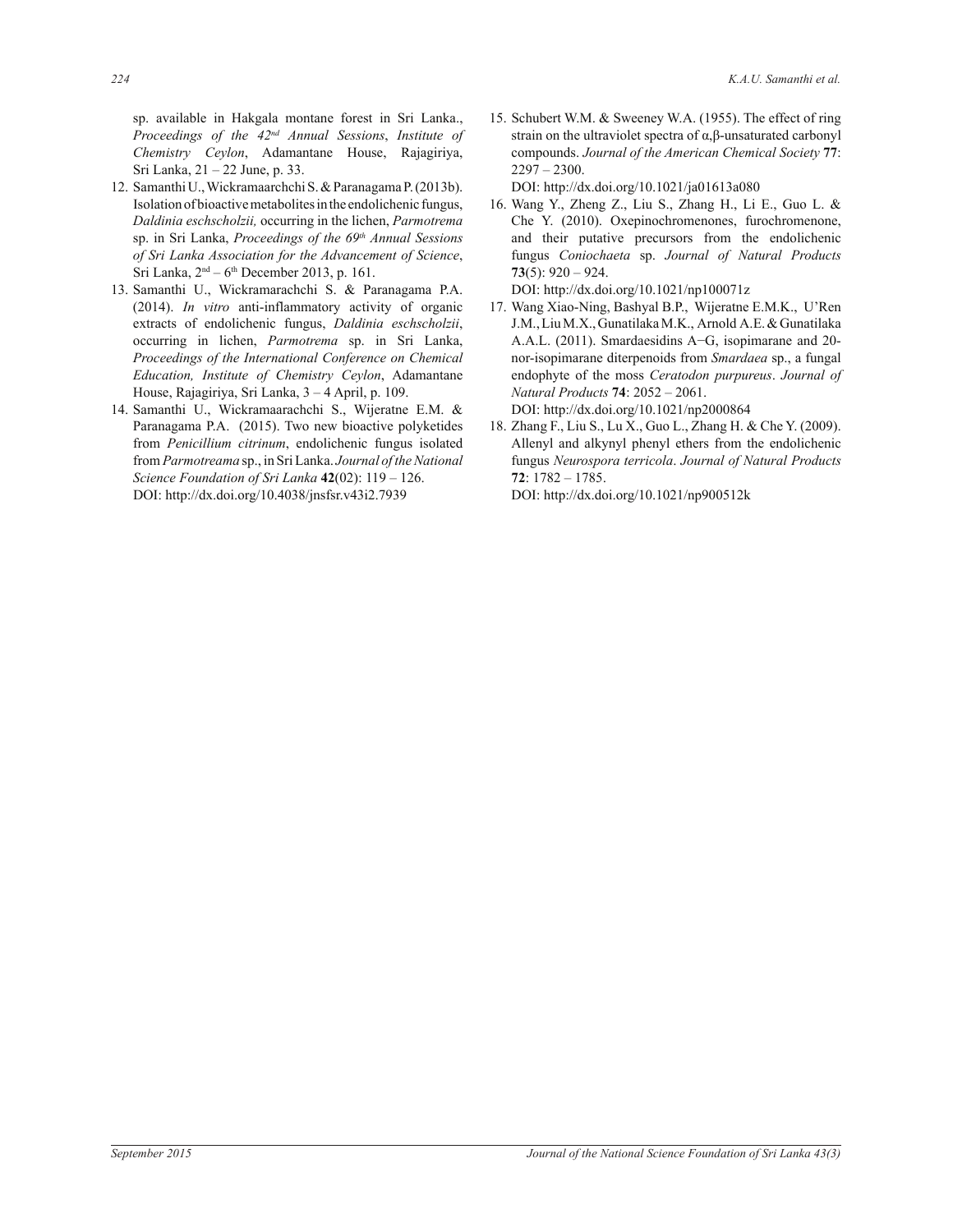sp. available in Hakgala montane forest in Sri Lanka., *Proceedings of the 42nd Annual Sessions*, *Institute of Chemistry Ceylon*, Adamantane House, Rajagiriya, Sri Lanka, 21 – 22 June, p. 33.

12. Samanthi U., Wickramaarchchi S. & Paranagama P. (2013b). Isolation of bioactive metabolites in the endolichenic fungus, *Daldinia eschscholzii,* occurring in the lichen, *Parmotrema* sp. in Sri Lanka, *Proceedings of the 69th Annual Sessions of Sri Lanka Association for the Advancement of Science*, Sri Lanka, 2nd – 6th December 2013, p. 161.
13. Samanthi U., Wickramarachchi S. & Paranagama P.A. (2014). *In vitro* anti-inflammatory activity of organic extracts of endolichenic fungus, *Daldinia eschscholzii*, occurring in lichen, *Parmotrema* sp. in Sri Lanka, *Proceedings of the International Conference on Chemical Education, Institute of Chemistry Ceylon*, Adamantane House, Rajagiriya, Sri Lanka, 3 – 4 April, p. 109.
14. Samanthi U., Wickramaarachchi S., Wijeratne E.M. & Paranagama P.A. (2015). Two new bioactive polyketides from *Penicillium citrinum*, endolichenic fungus isolated from *Parmotreama* sp., in Sri Lanka. *Journal of the National Science Foundation of Sri Lanka* **42**(02): 119 – 126. DOI: http://dx.doi.org/10.4038/jnsfsr.v43i2.7939
15. Schubert W.M. & Sweeney W.A. (1955). The effect of ring strain on the ultraviolet spectra of α,β-unsaturated carbonyl compounds. *Journal of the American Chemical Society* **77**: 2297 – 2300. DOI: http://dx.doi.org/10.1021/ja01613a080
16. Wang Y., Zheng Z., Liu S., Zhang H., Li E., Guo L. & Che Y. (2010). Oxepinochromenones, furochromenone, and their putative precursors from the endolichenic fungus *Coniochaeta* sp. *Journal of Natural Products* **73**(5): 920 – 924. DOI: http://dx.doi.org/10.1021/np100071z
17. Wang Xiao-Ning, Bashyal B.P., Wijeratne E.M.K., U'Ren J.M., Liu M.X., Gunatilaka M.K., Arnold A.E. & Gunatilaka A.A.L. (2011). Smardaesidins A−G, isopimarane and 20-nor-isopimarane diterpenoids from *Smardaea* sp., a fungal endophyte of the moss *Ceratodon purpureus*. *Journal of Natural Products* **74**: 2052 – 2061. DOI: http://dx.doi.org/10.1021/np2000864
18. Zhang F., Liu S., Lu X., Guo L., Zhang H. & Che Y. (2009). Allenyl and alkynyl phenyl ethers from the endolichenic fungus *Neurospora terricola*. *Journal of Natural Products* **72**: 1782 – 1785. DOI: http://dx.doi.org/10.1021/np900512k